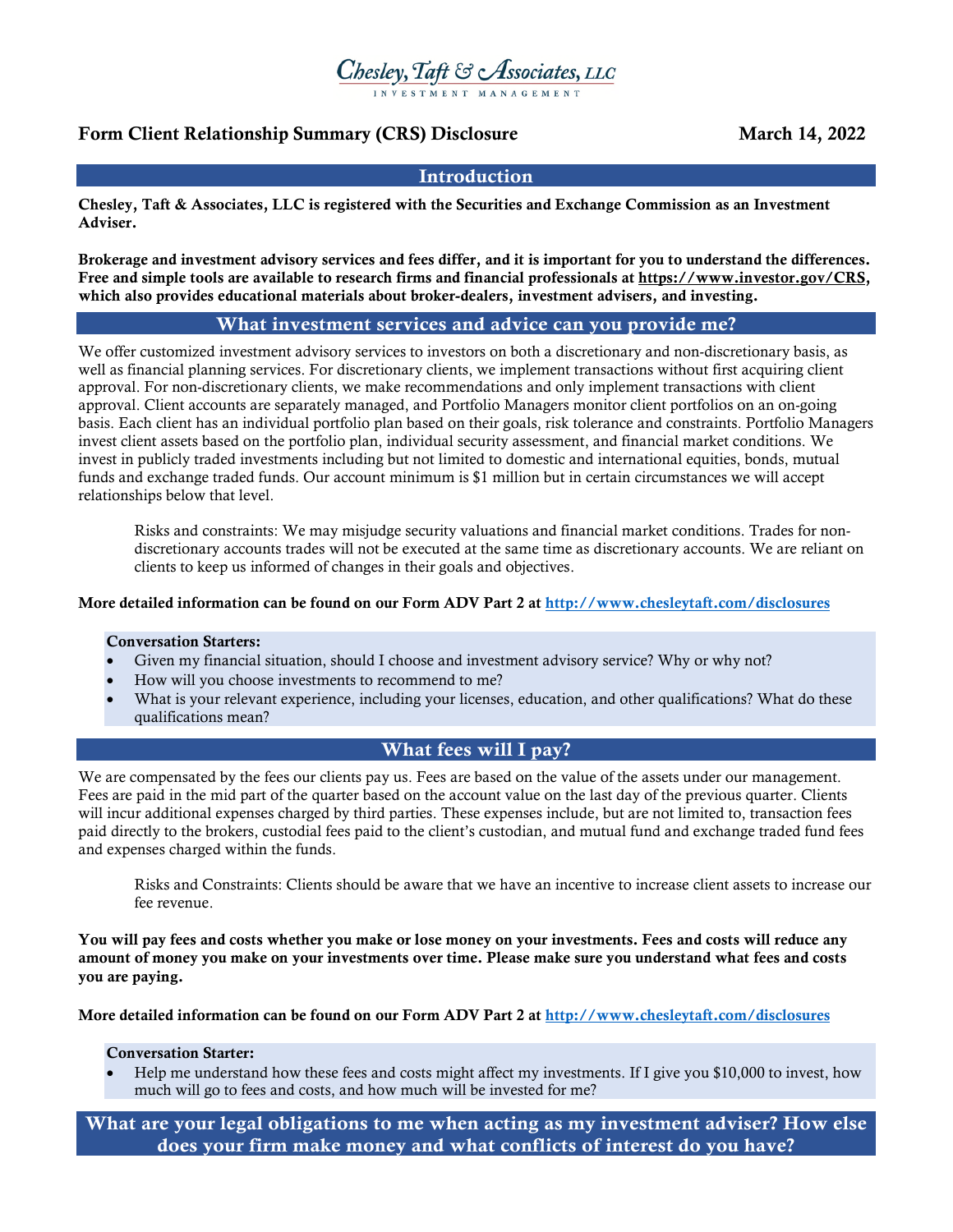Chesley, Taft & Associates, LLC

INVESTMENT MANAGEMENT

# Form Client Relationship Summary (CRS) Disclosure

March 14, 2022

## Introduction

**Chesley, Taft & Associates, LLC is registered with the Securities and Exchange Commission as an Investment Adviser.**

**Brokerage and investment advisory services and fees differ, and it is important for you to understand the differences. Free and simple tools are available to research firms and financial professionals at https://www.investor.gov/CRS, which also provides educational materials about broker-dealers, investment advisers, and investing.**

## What investment services and advice can you provide me?

We offer customized investment advisory services to investors on both a discretionary and non-discretionary basis, as well as financial planning services. For discretionary clients, we implement transactions without first acquiring client approval. For non-discretionary clients, we make recommendations and only implement transactions with client approval. Client accounts are separately managed, and Portfolio Managers monitor client portfolios on an on-going basis. Each client has an individual portfolio plan based on their goals, risk tolerance and constraints. Portfolio Managers invest client assets based on the portfolio plan, individual security assessment, and financial market conditions. We invest in publicly traded investments including but not limited to domestic and international equities, bonds, mutual funds and exchange traded funds. Our account minimum is $1 million but in certain circumstances we will accept relationships below that level.

> Risks and constraints: We may misjudge security valuations and financial market conditions. Trades for non-discretionary accounts trades will not be executed at the same time as discretionary accounts. We are reliant on clients to keep us informed of changes in their goals and objectives.

**More detailed information can be found on our Form ADV Part 2 at http://www.chesleytaft.com/disclosures**

**Conversation Starters:**

- Given my financial situation, should I choose and investment advisory service? Why or why not?
- How will you choose investments to recommend to me?
- What is your relevant experience, including your licenses, education, and other qualifications? What do these qualifications mean?

## What fees will I pay?

We are compensated by the fees our clients pay us. Fees are based on the value of the assets under our management. Fees are paid in the mid part of the quarter based on the account value on the last day of the previous quarter. Clients will incur additional expenses charged by third parties. These expenses include, but are not limited to, transaction fees paid directly to the brokers, custodial fees paid to the client's custodian, and mutual fund and exchange traded fund fees and expenses charged within the funds.

> Risks and Constraints: Clients should be aware that we have an incentive to increase client assets to increase our fee revenue.

**You will pay fees and costs whether you make or lose money on your investments. Fees and costs will reduce any amount of money you make on your investments over time. Please make sure you understand what fees and costs you are paying.**

**More detailed information can be found on our Form ADV Part 2 at http://www.chesleytaft.com/disclosures**

**Conversation Starter:**

- Help me understand how these fees and costs might affect my investments. If I give you $10,000 to invest, how much will go to fees and costs, and how much will be invested for me?

## What are your legal obligations to me when acting as my investment adviser? How else does your firm make money and what conflicts of interest do you have?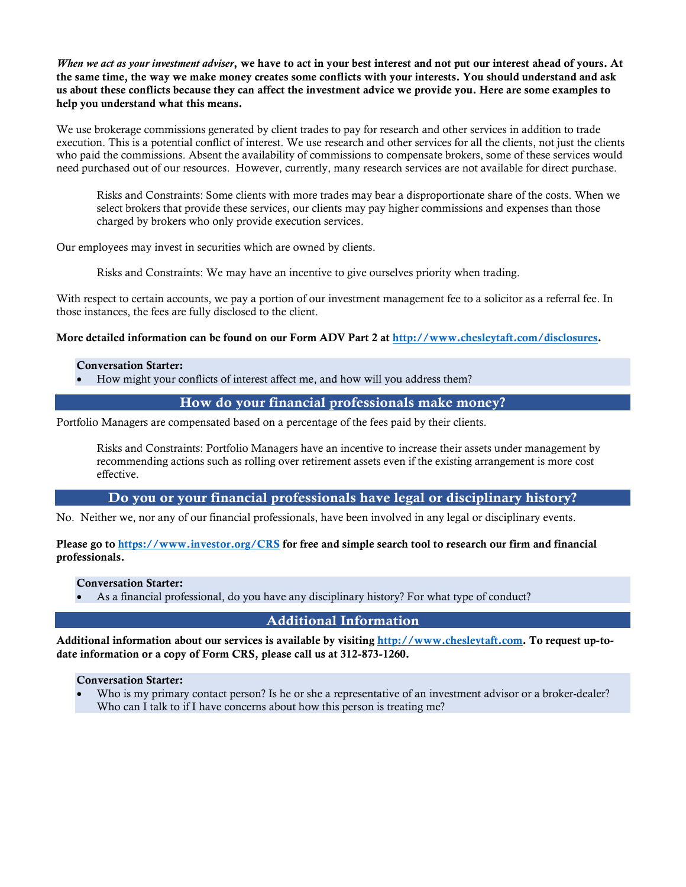***When we act as your investment adviser*, we have to act in your best interest and not put our interest ahead of yours. At the same time, the way we make money creates some conflicts with your interests. You should understand and ask us about these conflicts because they can affect the investment advice we provide you. Here are some examples to help you understand what this means.**

We use brokerage commissions generated by client trades to pay for research and other services in addition to trade execution. This is a potential conflict of interest. We use research and other services for all the clients, not just the clients who paid the commissions. Absent the availability of commissions to compensate brokers, some of these services would need purchased out of our resources. However, currently, many research services are not available for direct purchase.

> Risks and Constraints: Some clients with more trades may bear a disproportionate share of the costs. When we select brokers that provide these services, our clients may pay higher commissions and expenses than those charged by brokers who only provide execution services.

Our employees may invest in securities which are owned by clients.

> Risks and Constraints: We may have an incentive to give ourselves priority when trading.

With respect to certain accounts, we pay a portion of our investment management fee to a solicitor as a referral fee. In those instances, the fees are fully disclosed to the client.

**More detailed information can be found on our Form ADV Part 2 at [http://www.chesleytaft.com/disclosures](http://www.chesleytaft.com/disclosures).**

**Conversation Starter:**
- How might your conflicts of interest affect me, and how will you address them?

## How do your financial professionals make money?

Portfolio Managers are compensated based on a percentage of the fees paid by their clients.

> Risks and Constraints: Portfolio Managers have an incentive to increase their assets under management by recommending actions such as rolling over retirement assets even if the existing arrangement is more cost effective.

## Do you or your financial professionals have legal or disciplinary history?

No. Neither we, nor any of our financial professionals, have been involved in any legal or disciplinary events.

**Please go to [https://www.investor.org/CRS](https://www.investor.org/CRS) for free and simple search tool to research our firm and financial professionals.**

**Conversation Starter:**
- As a financial professional, do you have any disciplinary history? For what type of conduct?

## Additional Information

**Additional information about our services is available by visiting [http://www.chesleytaft.com](http://www.chesleytaft.com). To request up-to-date information or a copy of Form CRS, please call us at 312-873-1260.**

**Conversation Starter:**
- Who is my primary contact person? Is he or she a representative of an investment advisor or a broker-dealer? Who can I talk to if I have concerns about how this person is treating me?